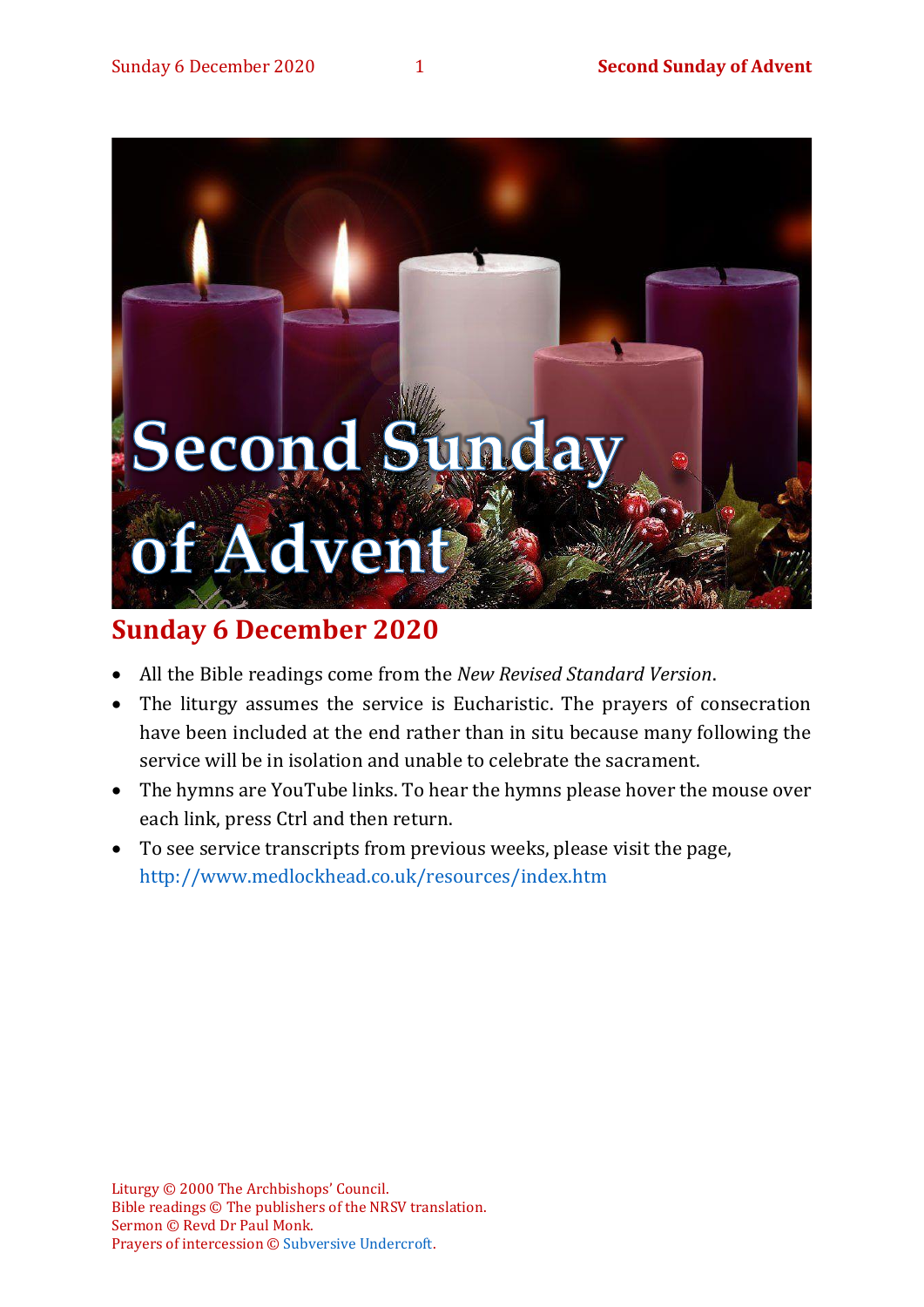# Second Sunday of Advent

## Sunday 6 December 2020

- All the Bible readings come from the *New Revised Standard Version*.
- The liturgy assumes the service is Eucharistic. The prayers of consecration have been included at the end rather than in situ because many following the service will be in isolation and unable to celebrate the sacrament.
- The hymns are YouTube links. To hear the hymns please hover the mouse over each link, press Ctrl and then return.
- To see service transcripts from previous weeks, please visit the page, http://www.medlockhead.co.uk/resources/index.htm

Liturgy © 2000 The Archbishops' Council.
Bible readings © The publishers of the NRSV translation.
Sermon © Revd Dr Paul Monk.
Prayers of intercession © Subversive Undercroft.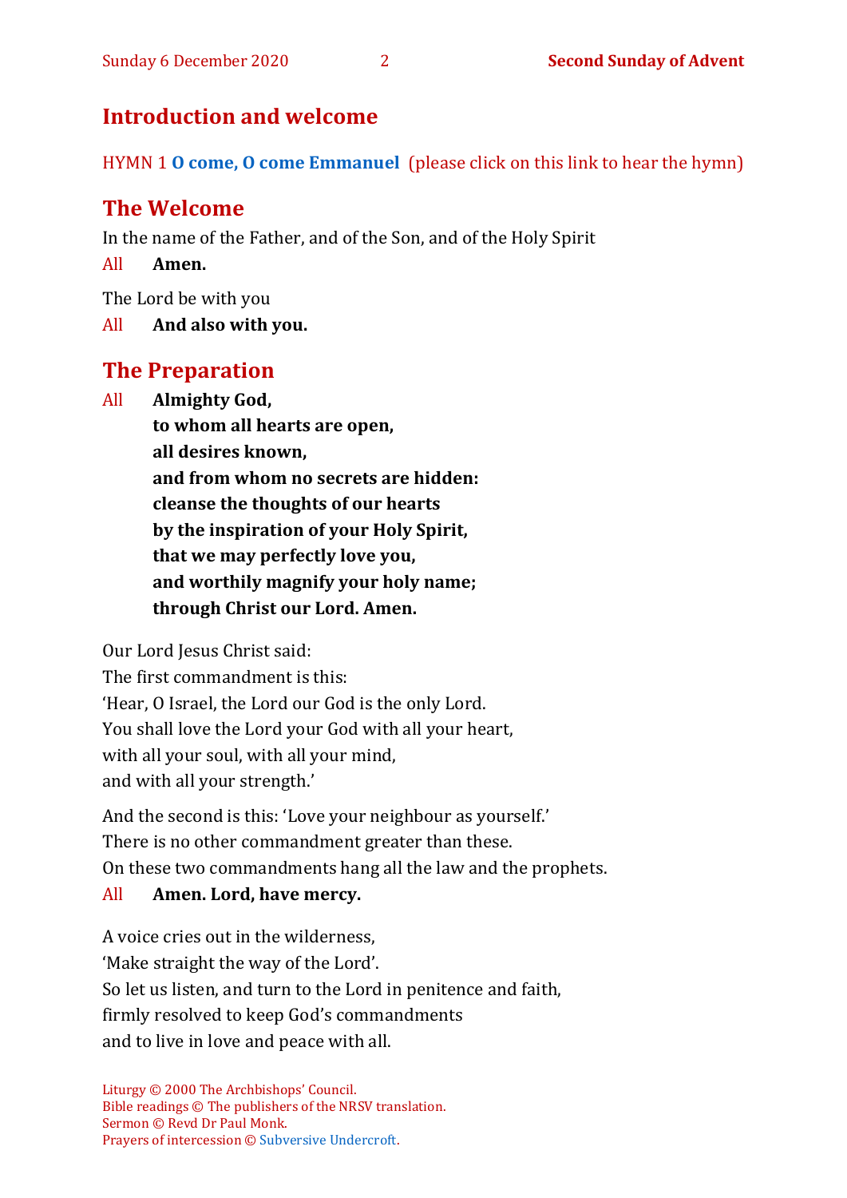## Introduction and welcome

HYMN 1 **O come, O come Emmanuel** (please click on this link to hear the hymn)

## The Welcome

In the name of the Father, and of the Son, and of the Holy Spirit

All **Amen.**

The Lord be with you

All **And also with you.**

## The Preparation

All **Almighty God,**
**to whom all hearts are open,**
**all desires known,**
**and from whom no secrets are hidden:**
**cleanse the thoughts of our hearts**
**by the inspiration of your Holy Spirit,**
**that we may perfectly love you,**
**and worthily magnify your holy name;**
**through Christ our Lord. Amen.**

Our Lord Jesus Christ said:
The first commandment is this:
'Hear, O Israel, the Lord our God is the only Lord.
You shall love the Lord your God with all your heart,
with all your soul, with all your mind,
and with all your strength.'

And the second is this: 'Love your neighbour as yourself.'
There is no other commandment greater than these.
On these two commandments hang all the law and the prophets.

All **Amen. Lord, have mercy.**

A voice cries out in the wilderness,
'Make straight the way of the Lord'.
So let us listen, and turn to the Lord in penitence and faith,
firmly resolved to keep God's commandments
and to live in love and peace with all.

Liturgy © 2000 The Archbishops' Council.
Bible readings © The publishers of the NRSV translation.
Sermon © Revd Dr Paul Monk.
Prayers of intercession © Subversive Undercroft.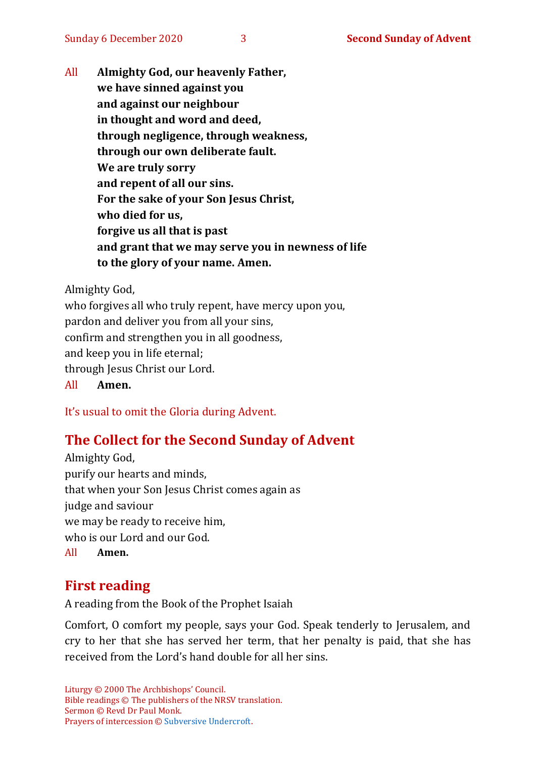All **Almighty God, our heavenly Father,**
**we have sinned against you**
**and against our neighbour**
**in thought and word and deed,**
**through negligence, through weakness,**
**through our own deliberate fault.**
**We are truly sorry**
**and repent of all our sins.**
**For the sake of your Son Jesus Christ,**
**who died for us,**
**forgive us all that is past**
**and grant that we may serve you in newness of life**
**to the glory of your name. Amen.**

Almighty God,
who forgives all who truly repent, have mercy upon you,
pardon and deliver you from all your sins,
confirm and strengthen you in all goodness,
and keep you in life eternal;
through Jesus Christ our Lord.
All **Amen.**

It's usual to omit the Gloria during Advent.

## The Collect for the Second Sunday of Advent

Almighty God,
purify our hearts and minds,
that when your Son Jesus Christ comes again as
judge and saviour
we may be ready to receive him,
who is our Lord and our God.
All **Amen.**

## First reading

A reading from the Book of the Prophet Isaiah

Comfort, O comfort my people, says your God. Speak tenderly to Jerusalem, and cry to her that she has served her term, that her penalty is paid, that she has received from the Lord's hand double for all her sins.

Liturgy © 2000 The Archbishops' Council.
Bible readings © The publishers of the NRSV translation.
Sermon © Revd Dr Paul Monk.
Prayers of intercession © Subversive Undercroft.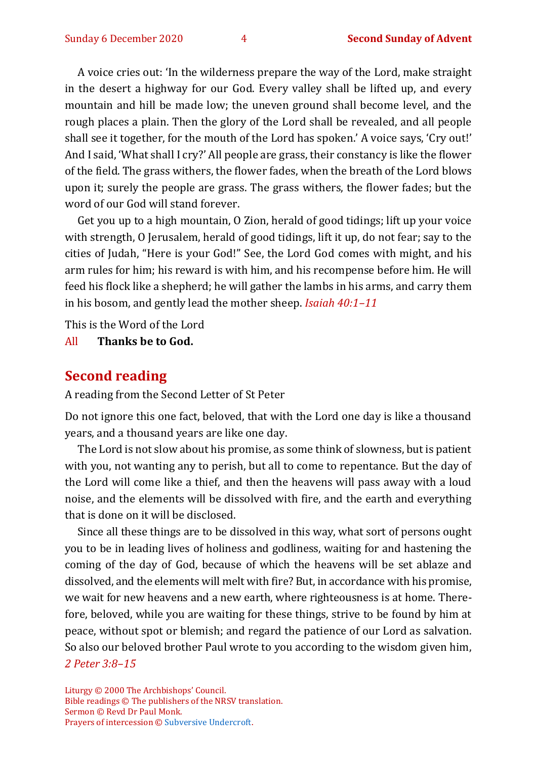A voice cries out: 'In the wilderness prepare the way of the Lord, make straight in the desert a highway for our God. Every valley shall be lifted up, and every mountain and hill be made low; the uneven ground shall become level, and the rough places a plain. Then the glory of the Lord shall be revealed, and all people shall see it together, for the mouth of the Lord has spoken.' A voice says, 'Cry out!' And I said, 'What shall I cry?' All people are grass, their constancy is like the flower of the field. The grass withers, the flower fades, when the breath of the Lord blows upon it; surely the people are grass. The grass withers, the flower fades; but the word of our God will stand forever.

Get you up to a high mountain, O Zion, herald of good tidings; lift up your voice with strength, O Jerusalem, herald of good tidings, lift it up, do not fear; say to the cities of Judah, "Here is your God!" See, the Lord God comes with might, and his arm rules for him; his reward is with him, and his recompense before him. He will feed his flock like a shepherd; he will gather the lambs in his arms, and carry them in his bosom, and gently lead the mother sheep. *Isaiah 40:1–11*

This is the Word of the Lord

All **Thanks be to God.**

## Second reading

A reading from the Second Letter of St Peter

Do not ignore this one fact, beloved, that with the Lord one day is like a thousand years, and a thousand years are like one day.

The Lord is not slow about his promise, as some think of slowness, but is patient with you, not wanting any to perish, but all to come to repentance. But the day of the Lord will come like a thief, and then the heavens will pass away with a loud noise, and the elements will be dissolved with fire, and the earth and everything that is done on it will be disclosed.

Since all these things are to be dissolved in this way, what sort of persons ought you to be in leading lives of holiness and godliness, waiting for and hastening the coming of the day of God, because of which the heavens will be set ablaze and dissolved, and the elements will melt with fire? But, in accordance with his promise, we wait for new heavens and a new earth, where righteousness is at home. Therefore, beloved, while you are waiting for these things, strive to be found by him at peace, without spot or blemish; and regard the patience of our Lord as salvation. So also our beloved brother Paul wrote to you according to the wisdom given him, *2 Peter 3:8–15*

Liturgy © 2000 The Archbishops' Council.
Bible readings © The publishers of the NRSV translation.
Sermon © Revd Dr Paul Monk.
Prayers of intercession © Subversive Undercroft.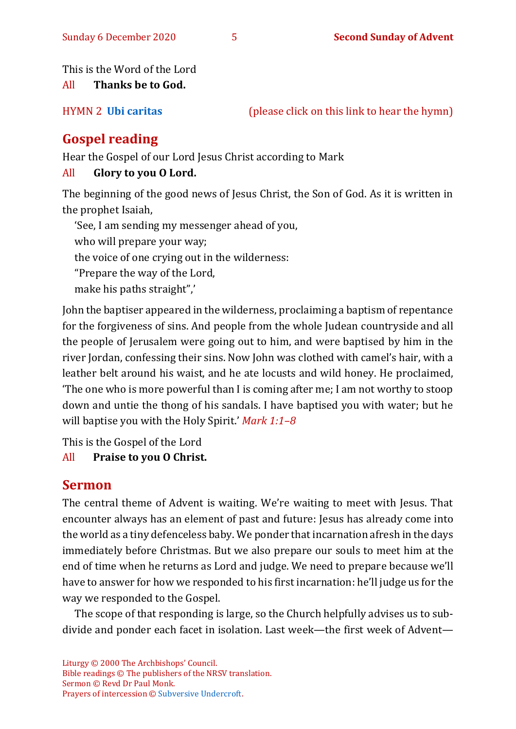This is the Word of the Lord

All **Thanks be to God.**

HYMN 2 **Ubi caritas** (please click on this link to hear the hymn)

## Gospel reading

Hear the Gospel of our Lord Jesus Christ according to Mark

All **Glory to you O Lord.**

The beginning of the good news of Jesus Christ, the Son of God. As it is written in the prophet Isaiah,

'See, I am sending my messenger ahead of you,
who will prepare your way;
the voice of one crying out in the wilderness:
"Prepare the way of the Lord,
make his paths straight",'

John the baptiser appeared in the wilderness, proclaiming a baptism of repentance for the forgiveness of sins. And people from the whole Judean countryside and all the people of Jerusalem were going out to him, and were baptised by him in the river Jordan, confessing their sins. Now John was clothed with camel's hair, with a leather belt around his waist, and he ate locusts and wild honey. He proclaimed, 'The one who is more powerful than I is coming after me; I am not worthy to stoop down and untie the thong of his sandals. I have baptised you with water; but he will baptise you with the Holy Spirit.' *Mark 1:1–8*

This is the Gospel of the Lord

All **Praise to you O Christ.**

## Sermon

The central theme of Advent is waiting. We're waiting to meet with Jesus. That encounter always has an element of past and future: Jesus has already come into the world as a tiny defenceless baby. We ponder that incarnation afresh in the days immediately before Christmas. But we also prepare our souls to meet him at the end of time when he returns as Lord and judge. We need to prepare because we'll have to answer for how we responded to his first incarnation: he'll judge us for the way we responded to the Gospel.

The scope of that responding is large, so the Church helpfully advises us to sub-divide and ponder each facet in isolation. Last week—the first week of Advent—

Liturgy © 2000 The Archbishops' Council.
Bible readings © The publishers of the NRSV translation.
Sermon © Revd Dr Paul Monk.
Prayers of intercession © Subversive Undercroft.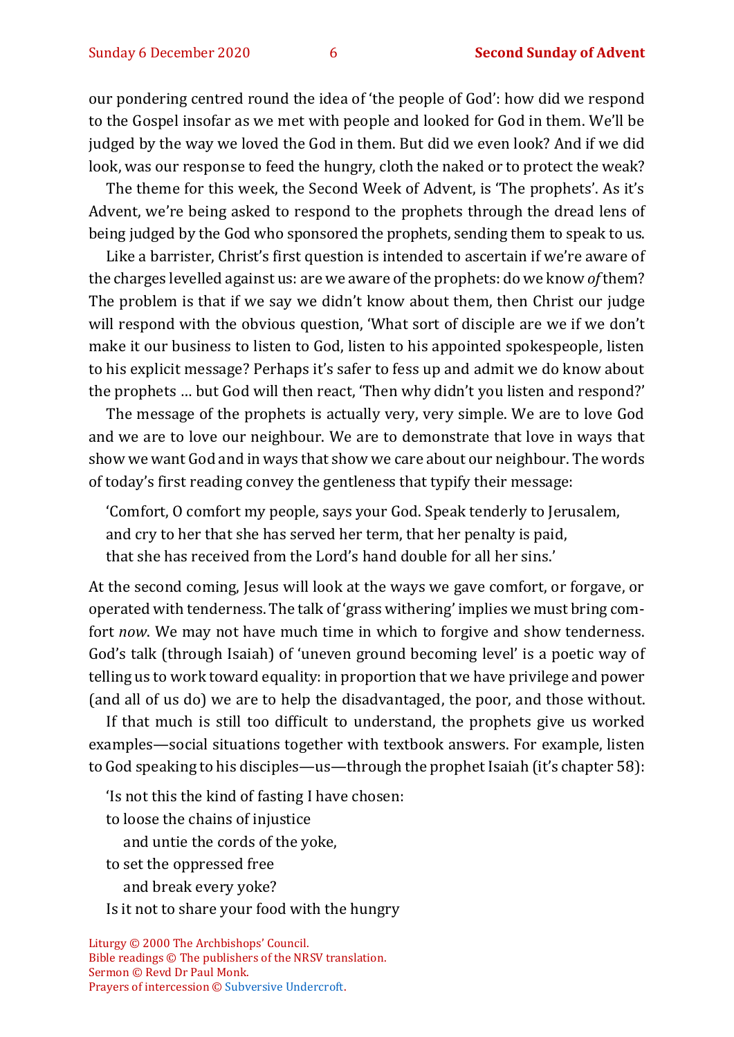our pondering centred round the idea of 'the people of God': how did we respond to the Gospel insofar as we met with people and looked for God in them. We'll be judged by the way we loved the God in them. But did we even look? And if we did look, was our response to feed the hungry, cloth the naked or to protect the weak?

The theme for this week, the Second Week of Advent, is 'The prophets'. As it's Advent, we're being asked to respond to the prophets through the dread lens of being judged by the God who sponsored the prophets, sending them to speak to us.

Like a barrister, Christ's first question is intended to ascertain if we're aware of the charges levelled against us: are we aware of the prophets: do we know *of* them? The problem is that if we say we didn't know about them, then Christ our judge will respond with the obvious question, 'What sort of disciple are we if we don't make it our business to listen to God, listen to his appointed spokespeople, listen to his explicit message? Perhaps it's safer to fess up and admit we do know about the prophets … but God will then react, 'Then why didn't you listen and respond?'

The message of the prophets is actually very, very simple. We are to love God and we are to love our neighbour. We are to demonstrate that love in ways that show we want God and in ways that show we care about our neighbour. The words of today's first reading convey the gentleness that typify their message:

> 'Comfort, O comfort my people, says your God. Speak tenderly to Jerusalem,
> and cry to her that she has served her term, that her penalty is paid,
> that she has received from the Lord's hand double for all her sins.'

At the second coming, Jesus will look at the ways we gave comfort, or forgave, or operated with tenderness. The talk of 'grass withering' implies we must bring comfort *now*. We may not have much time in which to forgive and show tenderness. God's talk (through Isaiah) of 'uneven ground becoming level' is a poetic way of telling us to work toward equality: in proportion that we have privilege and power (and all of us do) we are to help the disadvantaged, the poor, and those without.

If that much is still too difficult to understand, the prophets give us worked examples—social situations together with textbook answers. For example, listen to God speaking to his disciples—us—through the prophet Isaiah (it's chapter 58):

> 'Is not this the kind of fasting I have chosen:
> to loose the chains of injustice
>     and untie the cords of the yoke,
> to set the oppressed free
>     and break every yoke?
> Is it not to share your food with the hungry

Liturgy © 2000 The Archbishops' Council.
Bible readings © The publishers of the NRSV translation.
Sermon © Revd Dr Paul Monk.
Prayers of intercession © Subversive Undercroft.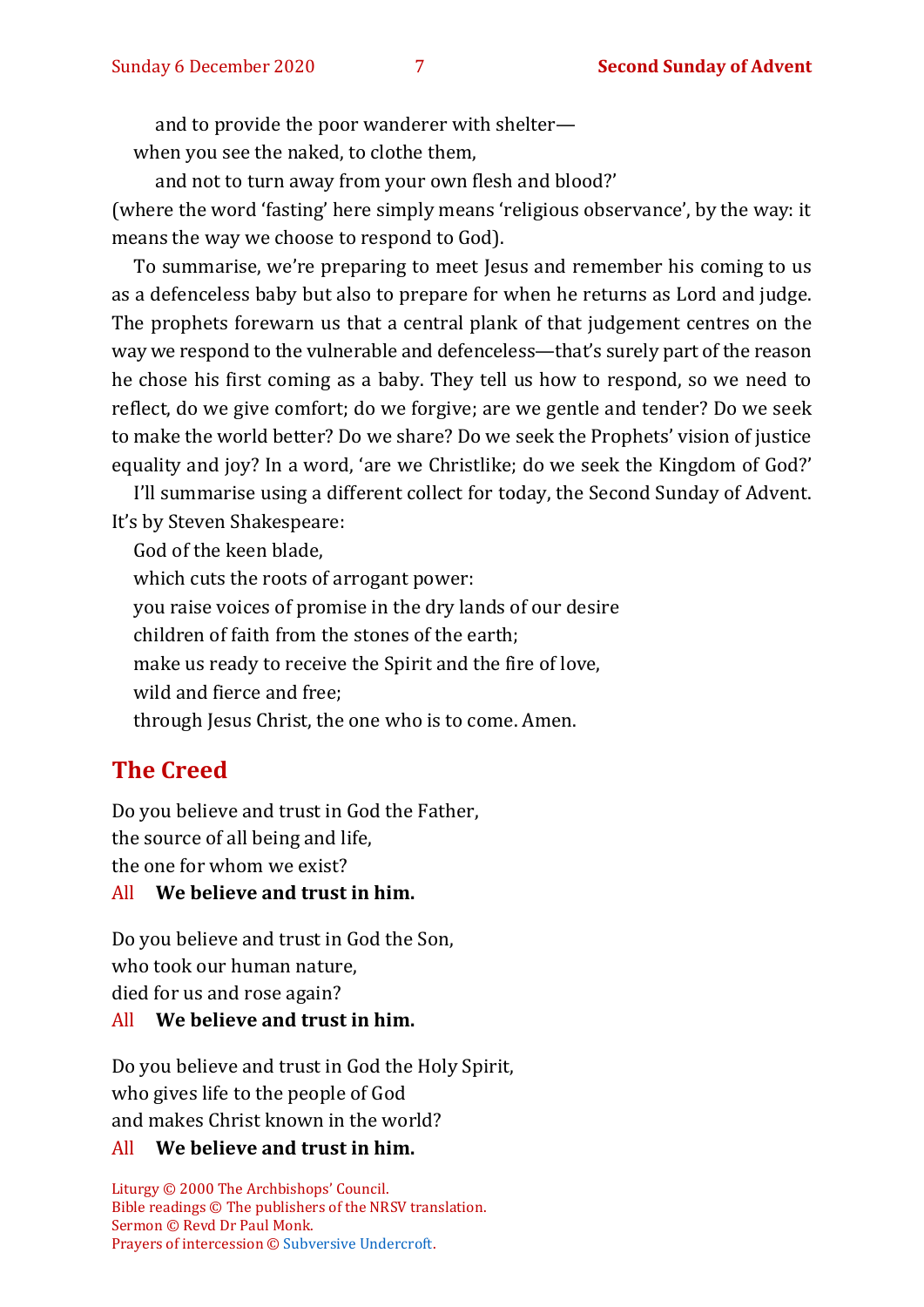and to provide the poor wanderer with shelter—
when you see the naked, to clothe them,
and not to turn away from your own flesh and blood?'

(where the word 'fasting' here simply means 'religious observance', by the way: it means the way we choose to respond to God).

To summarise, we're preparing to meet Jesus and remember his coming to us as a defenceless baby but also to prepare for when he returns as Lord and judge. The prophets forewarn us that a central plank of that judgement centres on the way we respond to the vulnerable and defenceless—that's surely part of the reason he chose his first coming as a baby. They tell us how to respond, so we need to reflect, do we give comfort; do we forgive; are we gentle and tender? Do we seek to make the world better? Do we share? Do we seek the Prophets' vision of justice equality and joy? In a word, 'are we Christlike; do we seek the Kingdom of God?'

I'll summarise using a different collect for today, the Second Sunday of Advent. It's by Steven Shakespeare:

God of the keen blade,
which cuts the roots of arrogant power:
you raise voices of promise in the dry lands of our desire
children of faith from the stones of the earth;
make us ready to receive the Spirit and the fire of love,
wild and fierce and free;
through Jesus Christ, the one who is to come. Amen.

## The Creed

Do you believe and trust in God the Father,
the source of all being and life,
the one for whom we exist?

All **We believe and trust in him.**

Do you believe and trust in God the Son,
who took our human nature,
died for us and rose again?

All **We believe and trust in him.**

Do you believe and trust in God the Holy Spirit,
who gives life to the people of God
and makes Christ known in the world?

All **We believe and trust in him.**

Liturgy © 2000 The Archbishops' Council.
Bible readings © The publishers of the NRSV translation.
Sermon © Revd Dr Paul Monk.
Prayers of intercession © Subversive Undercroft.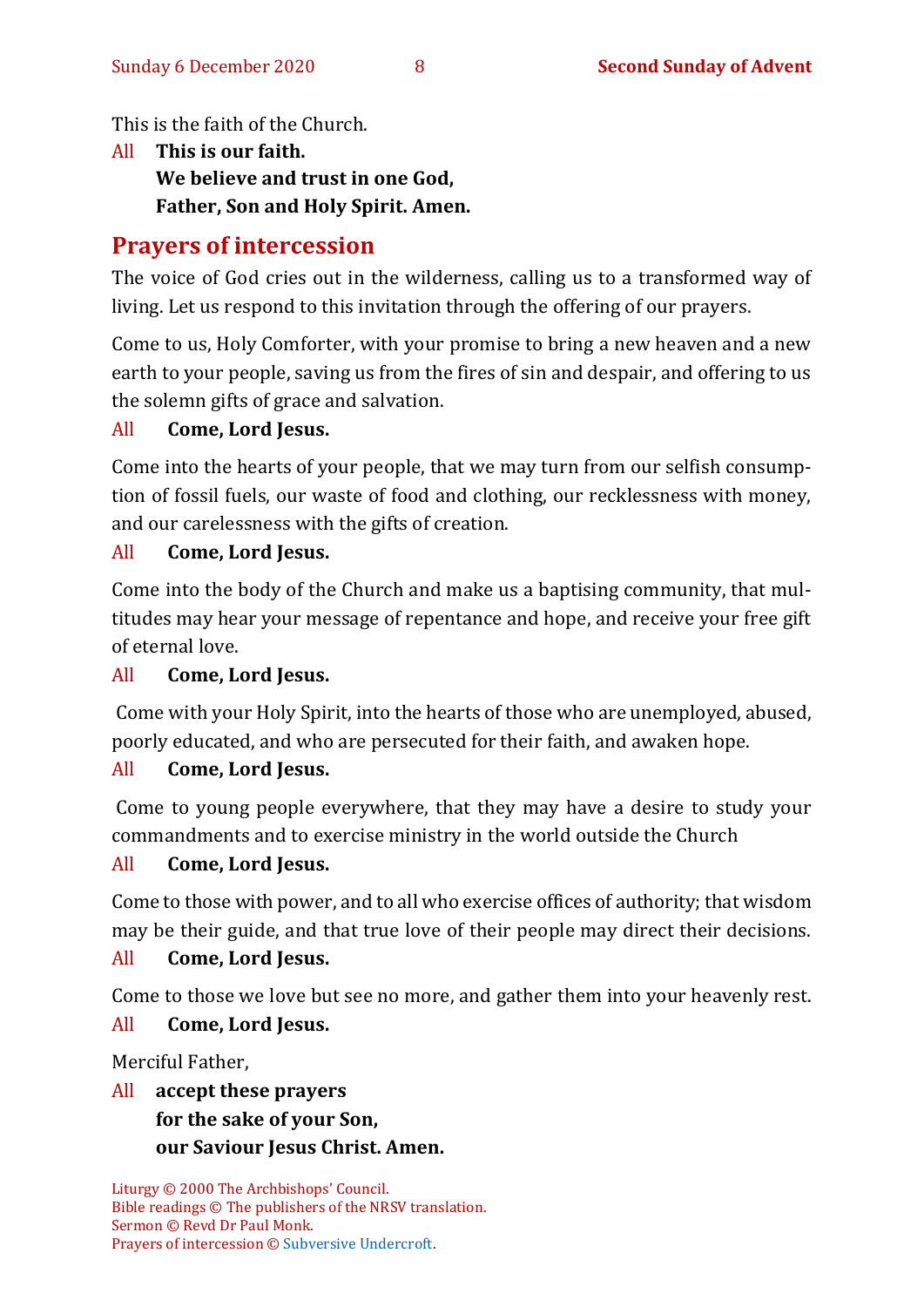This is the faith of the Church.

All **This is our faith.**
**We believe and trust in one God,**
**Father, Son and Holy Spirit. Amen.**

## Prayers of intercession

The voice of God cries out in the wilderness, calling us to a transformed way of living. Let us respond to this invitation through the offering of our prayers.

Come to us, Holy Comforter, with your promise to bring a new heaven and a new earth to your people, saving us from the fires of sin and despair, and offering to us the solemn gifts of grace and salvation.

All **Come, Lord Jesus.**

Come into the hearts of your people, that we may turn from our selfish consumption of fossil fuels, our waste of food and clothing, our recklessness with money, and our carelessness with the gifts of creation.

All **Come, Lord Jesus.**

Come into the body of the Church and make us a baptising community, that multitudes may hear your message of repentance and hope, and receive your free gift of eternal love.

All **Come, Lord Jesus.**

Come with your Holy Spirit, into the hearts of those who are unemployed, abused, poorly educated, and who are persecuted for their faith, and awaken hope.

All **Come, Lord Jesus.**

Come to young people everywhere, that they may have a desire to study your commandments and to exercise ministry in the world outside the Church

All **Come, Lord Jesus.**

Come to those with power, and to all who exercise offices of authority; that wisdom may be their guide, and that true love of their people may direct their decisions.

All **Come, Lord Jesus.**

Come to those we love but see no more, and gather them into your heavenly rest.

All **Come, Lord Jesus.**

Merciful Father,

All **accept these prayers**
**for the sake of your Son,**
**our Saviour Jesus Christ. Amen.**

Liturgy © 2000 The Archbishops' Council.
Bible readings © The publishers of the NRSV translation.
Sermon © Revd Dr Paul Monk.
Prayers of intercession © Subversive Undercroft.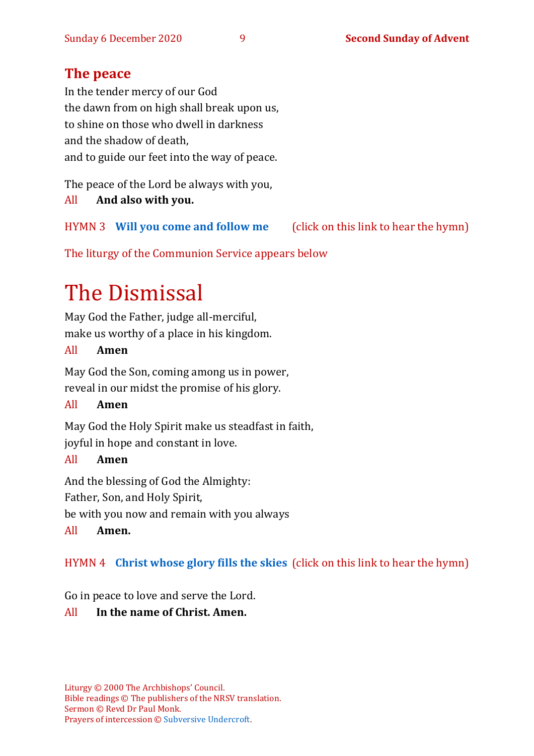## The peace

In the tender mercy of our God
the dawn from on high shall break upon us,
to shine on those who dwell in darkness
and the shadow of death,
and to guide our feet into the way of peace.

The peace of the Lord be always with you,
All **And also with you.**

HYMN 3 **Will you come and follow me** (click on this link to hear the hymn)

The liturgy of the Communion Service appears below

# The Dismissal

May God the Father, judge all-merciful,
make us worthy of a place in his kingdom.
All **Amen**

May God the Son, coming among us in power,
reveal in our midst the promise of his glory.
All **Amen**

May God the Holy Spirit make us steadfast in faith,
joyful in hope and constant in love.
All **Amen**

And the blessing of God the Almighty:
Father, Son, and Holy Spirit,
be with you now and remain with you always
All **Amen.**

HYMN 4 **Christ whose glory fills the skies** (click on this link to hear the hymn)

Go in peace to love and serve the Lord.
All **In the name of Christ. Amen.**

Liturgy © 2000 The Archbishops' Council.
Bible readings © The publishers of the NRSV translation.
Sermon © Revd Dr Paul Monk.
Prayers of intercession © Subversive Undercroft.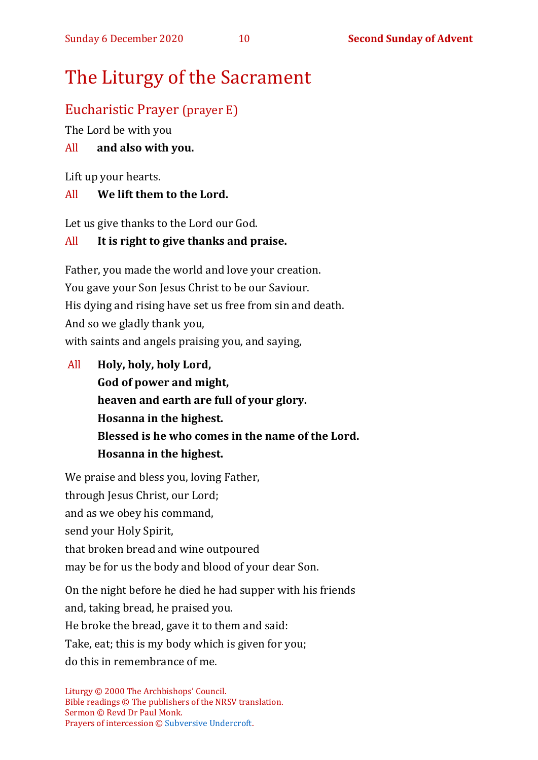# The Liturgy of the Sacrament

## Eucharistic Prayer (prayer E)

The Lord be with you

All **and also with you.**

Lift up your hearts.

All **We lift them to the Lord.**

Let us give thanks to the Lord our God.

All **It is right to give thanks and praise.**

Father, you made the world and love your creation.
You gave your Son Jesus Christ to be our Saviour.
His dying and rising have set us free from sin and death.
And so we gladly thank you,
with saints and angels praising you, and saying,

All **Holy, holy, holy Lord,**
**God of power and might,**
**heaven and earth are full of your glory.**
**Hosanna in the highest.**
**Blessed is he who comes in the name of the Lord.**
**Hosanna in the highest.**

We praise and bless you, loving Father,
through Jesus Christ, our Lord;
and as we obey his command,
send your Holy Spirit,
that broken bread and wine outpoured
may be for us the body and blood of your dear Son.

On the night before he died he had supper with his friends
and, taking bread, he praised you.
He broke the bread, gave it to them and said:
Take, eat; this is my body which is given for you;
do this in remembrance of me.

Liturgy © 2000 The Archbishops' Council.
Bible readings © The publishers of the NRSV translation.
Sermon © Revd Dr Paul Monk.
Prayers of intercession © Subversive Undercroft.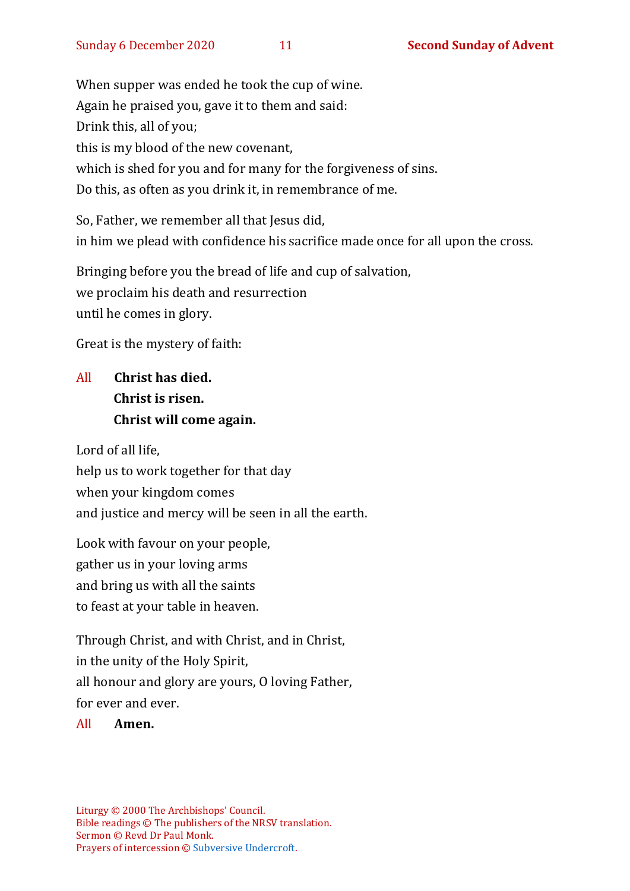When supper was ended he took the cup of wine.
Again he praised you, gave it to them and said:
Drink this, all of you;
this is my blood of the new covenant,
which is shed for you and for many for the forgiveness of sins.
Do this, as often as you drink it, in remembrance of me.

So, Father, we remember all that Jesus did,
in him we plead with confidence his sacrifice made once for all upon the cross.

Bringing before you the bread of life and cup of salvation,
we proclaim his death and resurrection
until he comes in glory.

Great is the mystery of faith:

All **Christ has died.**
**Christ is risen.**
**Christ will come again.**

Lord of all life,
help us to work together for that day
when your kingdom comes
and justice and mercy will be seen in all the earth.

Look with favour on your people,
gather us in your loving arms
and bring us with all the saints
to feast at your table in heaven.

Through Christ, and with Christ, and in Christ,
in the unity of the Holy Spirit,
all honour and glory are yours, O loving Father,
for ever and ever.

All **Amen.**

Liturgy © 2000 The Archbishops' Council.
Bible readings © The publishers of the NRSV translation.
Sermon © Revd Dr Paul Monk.
Prayers of intercession © Subversive Undercroft.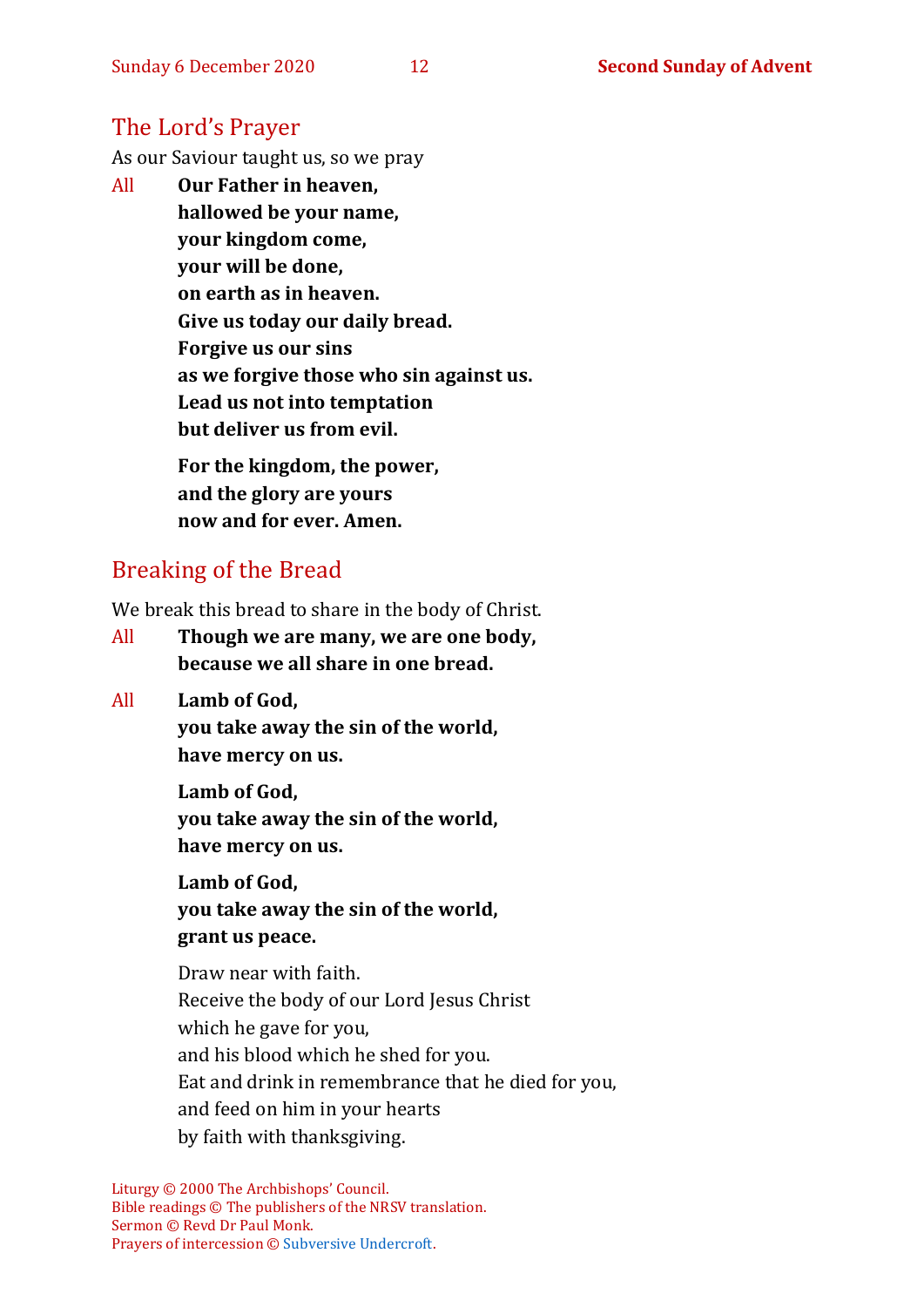## The Lord's Prayer

As our Saviour taught us, so we pray

All **Our Father in heaven,**
**hallowed be your name,**
**your kingdom come,**
**your will be done,**
**on earth as in heaven.**
**Give us today our daily bread.**
**Forgive us our sins**
**as we forgive those who sin against us.**
**Lead us not into temptation**
**but deliver us from evil.**

**For the kingdom, the power,**
**and the glory are yours**
**now and for ever. Amen.**

## Breaking of the Bread

We break this bread to share in the body of Christ.

All **Though we are many, we are one body,**
**because we all share in one bread.**

All **Lamb of God,**
**you take away the sin of the world,**
**have mercy on us.**

**Lamb of God,**
**you take away the sin of the world,**
**have mercy on us.**

**Lamb of God,**
**you take away the sin of the world,**
**grant us peace.**

Draw near with faith.
Receive the body of our Lord Jesus Christ
which he gave for you,
and his blood which he shed for you.
Eat and drink in remembrance that he died for you,
and feed on him in your hearts
by faith with thanksgiving.

Liturgy © 2000 The Archbishops' Council.
Bible readings © The publishers of the NRSV translation.
Sermon © Revd Dr Paul Monk.
Prayers of intercession © Subversive Undercroft.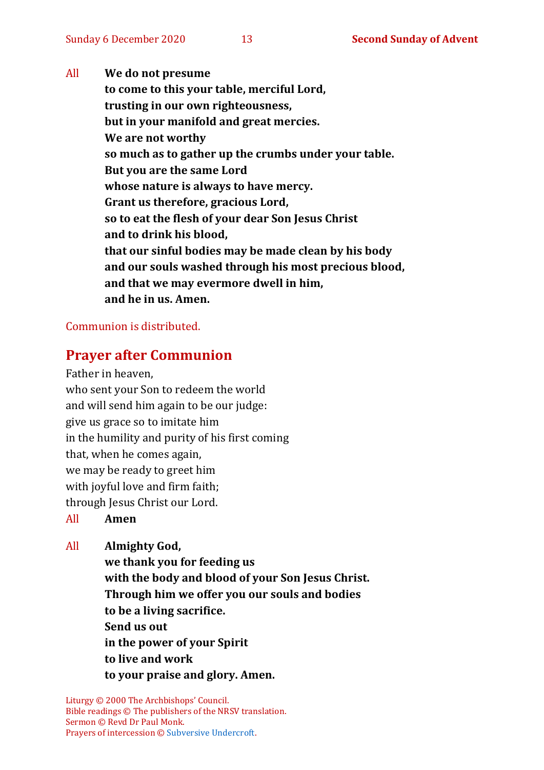All **We do not presume**
**to come to this your table, merciful Lord,**
**trusting in our own righteousness,**
**but in your manifold and great mercies.**
**We are not worthy**
**so much as to gather up the crumbs under your table.**
**But you are the same Lord**
**whose nature is always to have mercy.**
**Grant us therefore, gracious Lord,**
**so to eat the flesh of your dear Son Jesus Christ**
**and to drink his blood,**
**that our sinful bodies may be made clean by his body**
**and our souls washed through his most precious blood,**
**and that we may evermore dwell in him,**
**and he in us. Amen.**

Communion is distributed.

## Prayer after Communion

Father in heaven,
who sent your Son to redeem the world
and will send him again to be our judge:
give us grace so to imitate him
in the humility and purity of his first coming
that, when he comes again,
we may be ready to greet him
with joyful love and firm faith;
through Jesus Christ our Lord.

All **Amen**

All **Almighty God,**
**we thank you for feeding us**
**with the body and blood of your Son Jesus Christ.**
**Through him we offer you our souls and bodies**
**to be a living sacrifice.**
**Send us out**
**in the power of your Spirit**
**to live and work**
**to your praise and glory. Amen.**

Liturgy © 2000 The Archbishops' Council.
Bible readings © The publishers of the NRSV translation.
Sermon © Revd Dr Paul Monk.
Prayers of intercession © Subversive Undercroft.